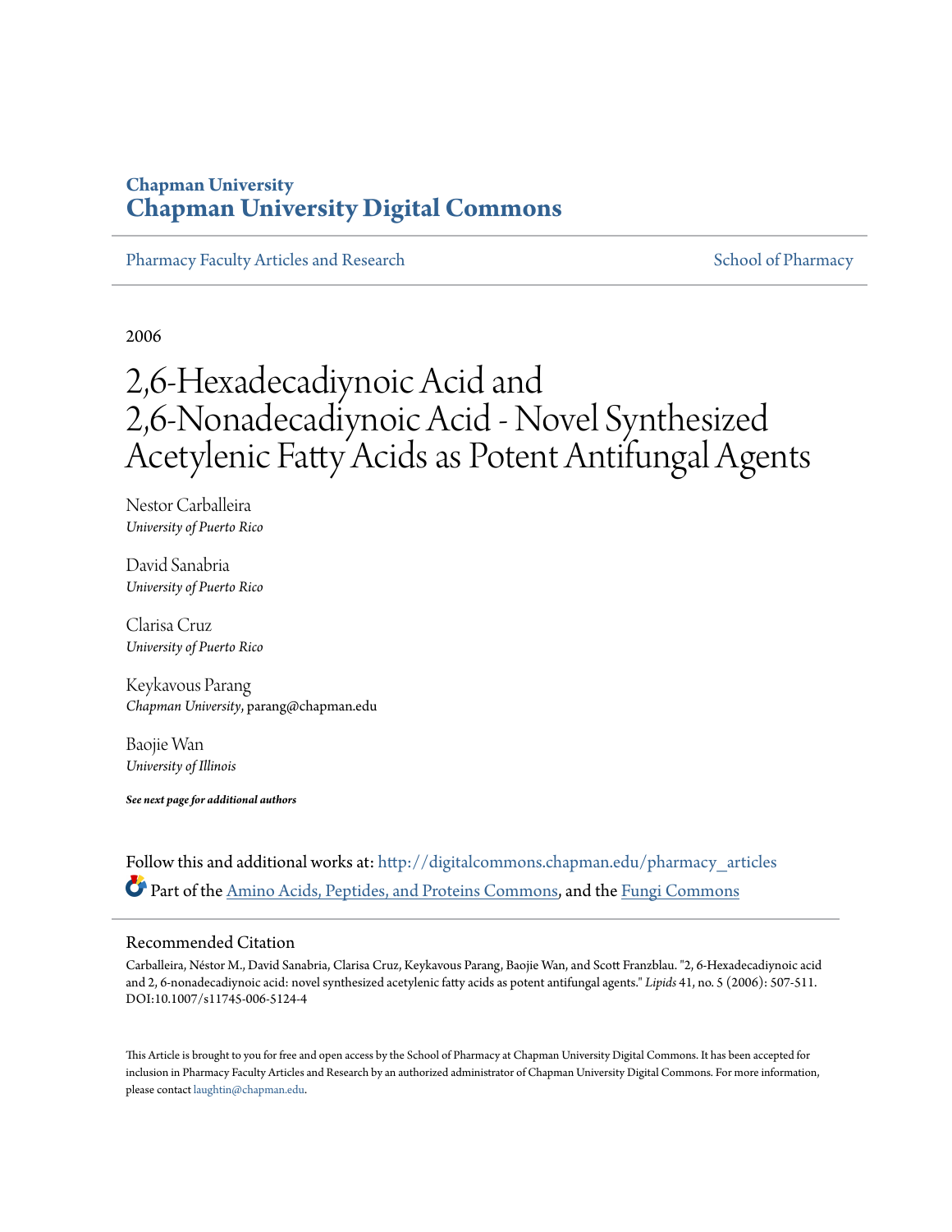# Chapman University
# Chapman University Digital Commons

Pharmacy Faculty Articles and Research — School of Pharmacy

2006

# 2,6-Hexadecadiynoic Acid and 2,6-Nonadecadiynoic Acid - Novel Synthesized Acetylenic Fatty Acids as Potent Antifungal Agents

Nestor Carballeira
*University of Puerto Rico*

David Sanabria
*University of Puerto Rico*

Clarisa Cruz
*University of Puerto Rico*

Keykavous Parang
*Chapman University*, parang@chapman.edu

Baojie Wan
*University of Illinois*

***See next page for additional authors***

Follow this and additional works at: http://digitalcommons.chapman.edu/pharmacy_articles

Part of the Amino Acids, Peptides, and Proteins Commons, and the Fungi Commons

## Recommended Citation

Carballeira, Néstor M., David Sanabria, Clarisa Cruz, Keykavous Parang, Baojie Wan, and Scott Franzblau. "2, 6-Hexadecadiynoic acid and 2, 6-nonadecadiynoic acid: novel synthesized acetylenic fatty acids as potent antifungal agents." *Lipids* 41, no. 5 (2006): 507-511. DOI:10.1007/s11745-006-5124-4

This Article is brought to you for free and open access by the School of Pharmacy at Chapman University Digital Commons. It has been accepted for inclusion in Pharmacy Faculty Articles and Research by an authorized administrator of Chapman University Digital Commons. For more information, please contact laughtin@chapman.edu.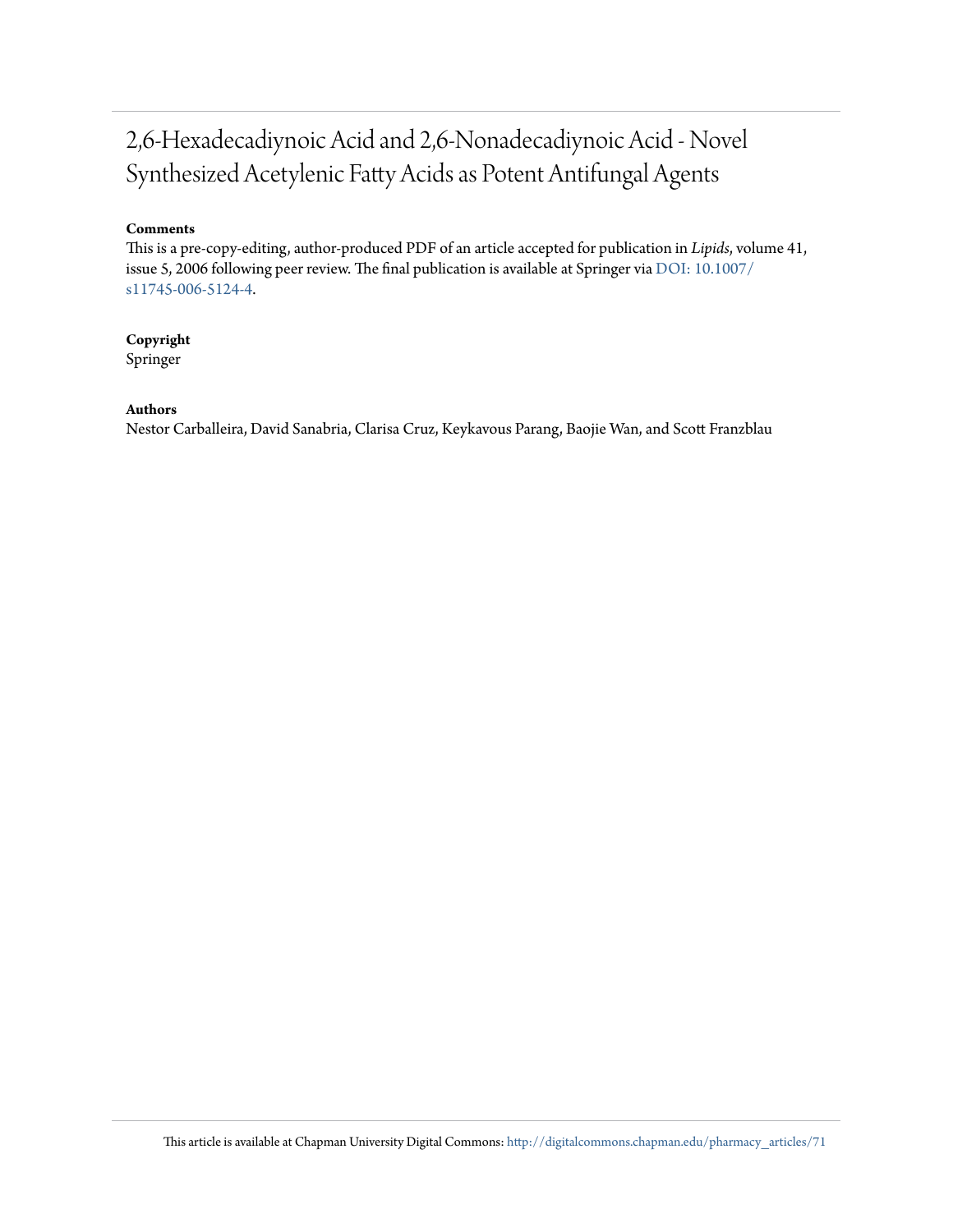# 2,6-Hexadecadiynoic Acid and 2,6-Nonadecadiynoic Acid - Novel Synthesized Acetylenic Fatty Acids as Potent Antifungal Agents

**Comments**

This is a pre-copy-editing, author-produced PDF of an article accepted for publication in *Lipids*, volume 41, issue 5, 2006 following peer review. The final publication is available at Springer via DOI: 10.1007/s11745-006-5124-4.

**Copyright**

Springer

**Authors**

Nestor Carballeira, David Sanabria, Clarisa Cruz, Keykavous Parang, Baojie Wan, and Scott Franzblau

This article is available at Chapman University Digital Commons: http://digitalcommons.chapman.edu/pharmacy_articles/71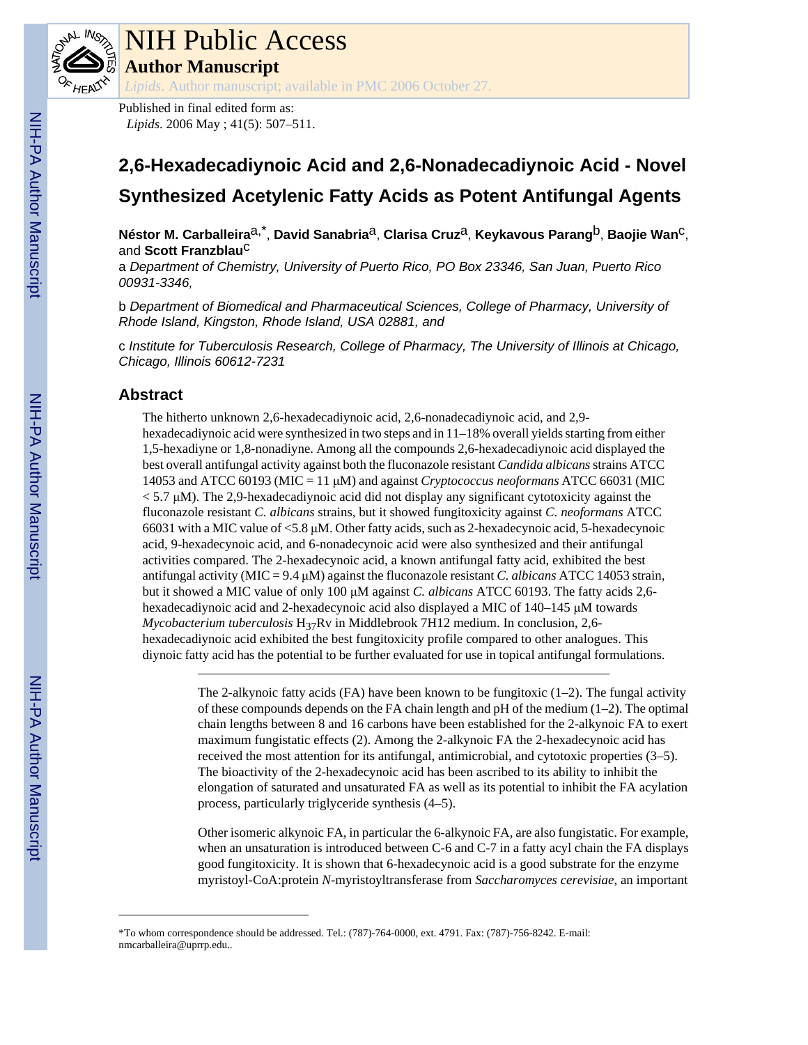Published in final edited form as:

*Lipids*. 2006 May ; 41(5): 507–511.

# 2,6-Hexadecadiynoic Acid and 2,6-Nonadecadiynoic Acid - Novel Synthesized Acetylenic Fatty Acids as Potent Antifungal Agents

**Néstor M. Carballeira**[a,*], **David Sanabria**[a], **Clarisa Cruz**[a], **Keykavous Parang**[b], **Baojie Wan**[c], and **Scott Franzblau**[c]

a *Department of Chemistry, University of Puerto Rico, PO Box 23346, San Juan, Puerto Rico 00931-3346,*

b *Department of Biomedical and Pharmaceutical Sciences, College of Pharmacy, University of Rhode Island, Kingston, Rhode Island, USA 02881, and*

c *Institute for Tuberculosis Research, College of Pharmacy, The University of Illinois at Chicago, Chicago, Illinois 60612-7231*

## Abstract

The hitherto unknown 2,6-hexadecadiynoic acid, 2,6-nonadecadiynoic acid, and 2,9-hexadecadiynoic acid were synthesized in two steps and in 11–18% overall yields starting from either 1,5-hexadiyne or 1,8-nonadiyne. Among all the compounds 2,6-hexadecadiynoic acid displayed the best overall antifungal activity against both the fluconazole resistant *Candida albicans* strains ATCC 14053 and ATCC 60193 (MIC = 11 μM) and against *Cryptococcus neoformans* ATCC 66031 (MIC < 5.7 μM). The 2,9-hexadecadiynoic acid did not display any significant cytotoxicity against the fluconazole resistant *C. albicans* strains, but it showed fungitoxicity against *C. neoformans* ATCC 66031 with a MIC value of <5.8 μM. Other fatty acids, such as 2-hexadecynoic acid, 5-hexadecynoic acid, 9-hexadecynoic acid, and 6-nonadecynoic acid were also synthesized and their antifungal activities compared. The 2-hexadecynoic acid, a known antifungal fatty acid, exhibited the best antifungal activity (MIC = 9.4 μM) against the fluconazole resistant *C. albicans* ATCC 14053 strain, but it showed a MIC value of only 100 μM against *C. albicans* ATCC 60193. The fatty acids 2,6-hexadecadiynoic acid and 2-hexadecynoic acid also displayed a MIC of 140–145 μM towards *Mycobacterium tuberculosis* $H_{37}Rv$ in Middlebrook 7H12 medium. In conclusion, 2,6-hexadecadiynoic acid exhibited the best fungitoxicity profile compared to other analogues. This diynoic fatty acid has the potential to be further evaluated for use in topical antifungal formulations.

---

The 2-alkynoic fatty acids (FA) have been known to be fungitoxic (1–2). The fungal activity of these compounds depends on the FA chain length and pH of the medium (1–2). The optimal chain lengths between 8 and 16 carbons have been established for the 2-alkynoic FA to exert maximum fungistatic effects (2). Among the 2-alkynoic FA the 2-hexadecynoic acid has received the most attention for its antifungal, antimicrobial, and cytotoxic properties (3–5). The bioactivity of the 2-hexadecynoic acid has been ascribed to its ability to inhibit the elongation of saturated and unsaturated FA as well as its potential to inhibit the FA acylation process, particularly triglyceride synthesis (4–5).

Other isomeric alkynoic FA, in particular the 6-alkynoic FA, are also fungistatic. For example, when an unsaturation is introduced between C-6 and C-7 in a fatty acyl chain the FA displays good fungitoxicity. It is shown that 6-hexadecynoic acid is a good substrate for the enzyme myristoyl-CoA:protein *N*-myristoyltransferase from *Saccharomyces cerevisiae*, an important

---

*To whom correspondence should be addressed. Tel.: (787)-764-0000, ext. 4791. Fax: (787)-756-8242. E-mail: nmcarballeira@uprrp.edu..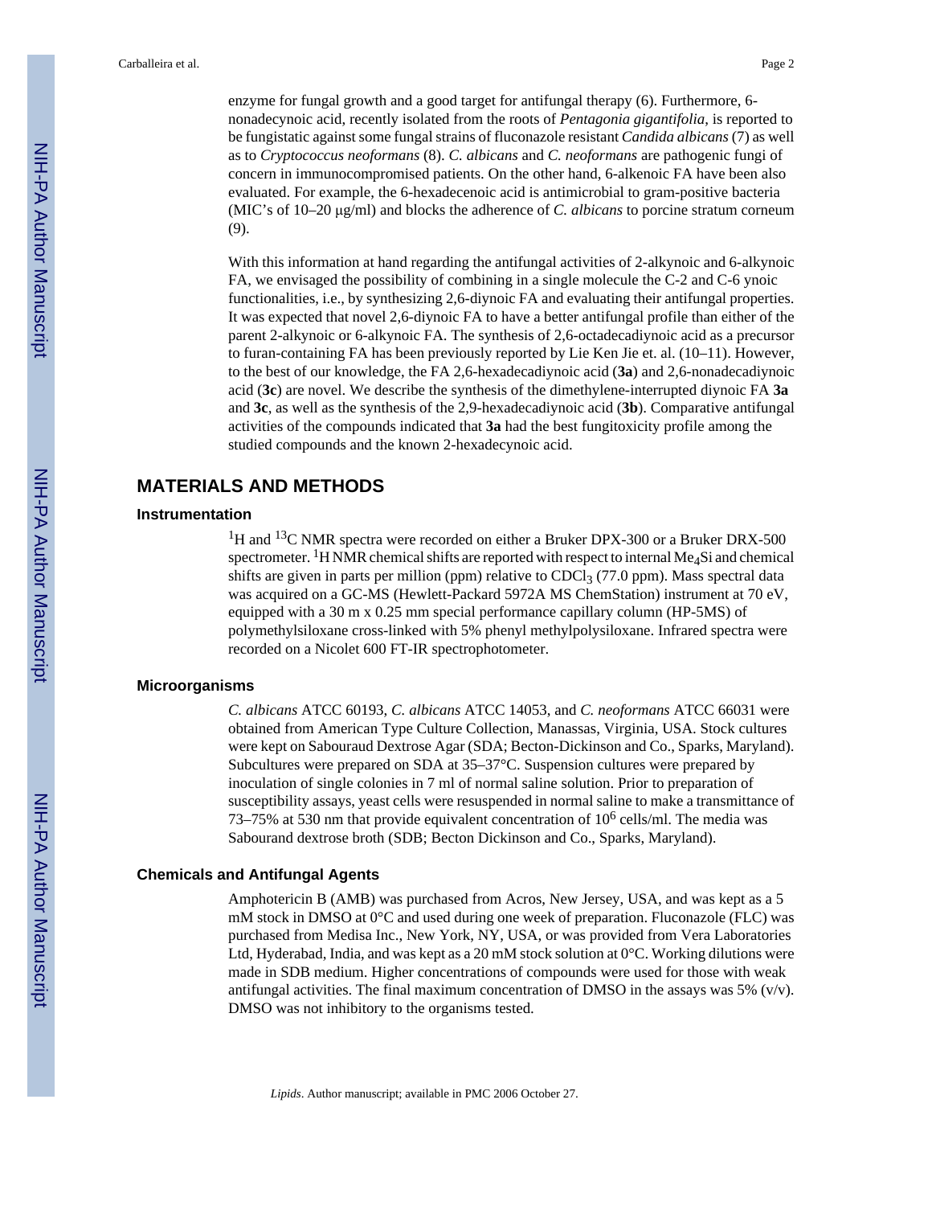enzyme for fungal growth and a good target for antifungal therapy (6). Furthermore, 6-nonadecynoic acid, recently isolated from the roots of *Pentagonia gigantifolia*, is reported to be fungistatic against some fungal strains of fluconazole resistant *Candida albicans* (7) as well as to *Cryptococcus neoformans* (8). *C. albicans* and *C. neoformans* are pathogenic fungi of concern in immunocompromised patients. On the other hand, 6-alkenoic FA have been also evaluated. For example, the 6-hexadecenoic acid is antimicrobial to gram-positive bacteria (MIC's of 10–20 μg/ml) and blocks the adherence of *C. albicans* to porcine stratum corneum (9).

With this information at hand regarding the antifungal activities of 2-alkynoic and 6-alkynoic FA, we envisaged the possibility of combining in a single molecule the C-2 and C-6 ynoic functionalities, i.e., by synthesizing 2,6-diynoic FA and evaluating their antifungal properties. It was expected that novel 2,6-diynoic FA to have a better antifungal profile than either of the parent 2-alkynoic or 6-alkynoic FA. The synthesis of 2,6-octadecadiynoic acid as a precursor to furan-containing FA has been previously reported by Lie Ken Jie et. al. (10–11). However, to the best of our knowledge, the FA 2,6-hexadecadiynoic acid (**3a**) and 2,6-nonadecadiynoic acid (**3c**) are novel. We describe the synthesis of the dimethylene-interrupted diynoic FA **3a** and **3c**, as well as the synthesis of the 2,9-hexadecadiynoic acid (**3b**). Comparative antifungal activities of the compounds indicated that **3a** had the best fungitoxicity profile among the studied compounds and the known 2-hexadecynoic acid.

## MATERIALS AND METHODS

### Instrumentation

$^1$H and $^{13}$C NMR spectra were recorded on either a Bruker DPX-300 or a Bruker DRX-500 spectrometer. $^1$H NMR chemical shifts are reported with respect to internal $Me_4Si$ and chemical shifts are given in parts per million (ppm) relative to $CDCl_3$ (77.0 ppm). Mass spectral data was acquired on a GC-MS (Hewlett-Packard 5972A MS ChemStation) instrument at 70 eV, equipped with a 30 m x 0.25 mm special performance capillary column (HP-5MS) of polymethylsiloxane cross-linked with 5% phenyl methylpolysiloxane. Infrared spectra were recorded on a Nicolet 600 FT-IR spectrophotometer.

### Microorganisms

*C. albicans* ATCC 60193, *C. albicans* ATCC 14053, and *C. neoformans* ATCC 66031 were obtained from American Type Culture Collection, Manassas, Virginia, USA. Stock cultures were kept on Sabouraud Dextrose Agar (SDA; Becton-Dickinson and Co., Sparks, Maryland). Subcultures were prepared on SDA at 35–37°C. Suspension cultures were prepared by inoculation of single colonies in 7 ml of normal saline solution. Prior to preparation of susceptibility assays, yeast cells were resuspended in normal saline to make a transmittance of 73–75% at 530 nm that provide equivalent concentration of $10^6$ cells/ml. The media was Sabourand dextrose broth (SDB; Becton Dickinson and Co., Sparks, Maryland).

### Chemicals and Antifungal Agents

Amphotericin B (AMB) was purchased from Acros, New Jersey, USA, and was kept as a 5 mM stock in DMSO at 0°C and used during one week of preparation. Fluconazole (FLC) was purchased from Medisa Inc., New York, NY, USA, or was provided from Vera Laboratories Ltd, Hyderabad, India, and was kept as a 20 mM stock solution at 0°C. Working dilutions were made in SDB medium. Higher concentrations of compounds were used for those with weak antifungal activities. The final maximum concentration of DMSO in the assays was 5% (v/v). DMSO was not inhibitory to the organisms tested.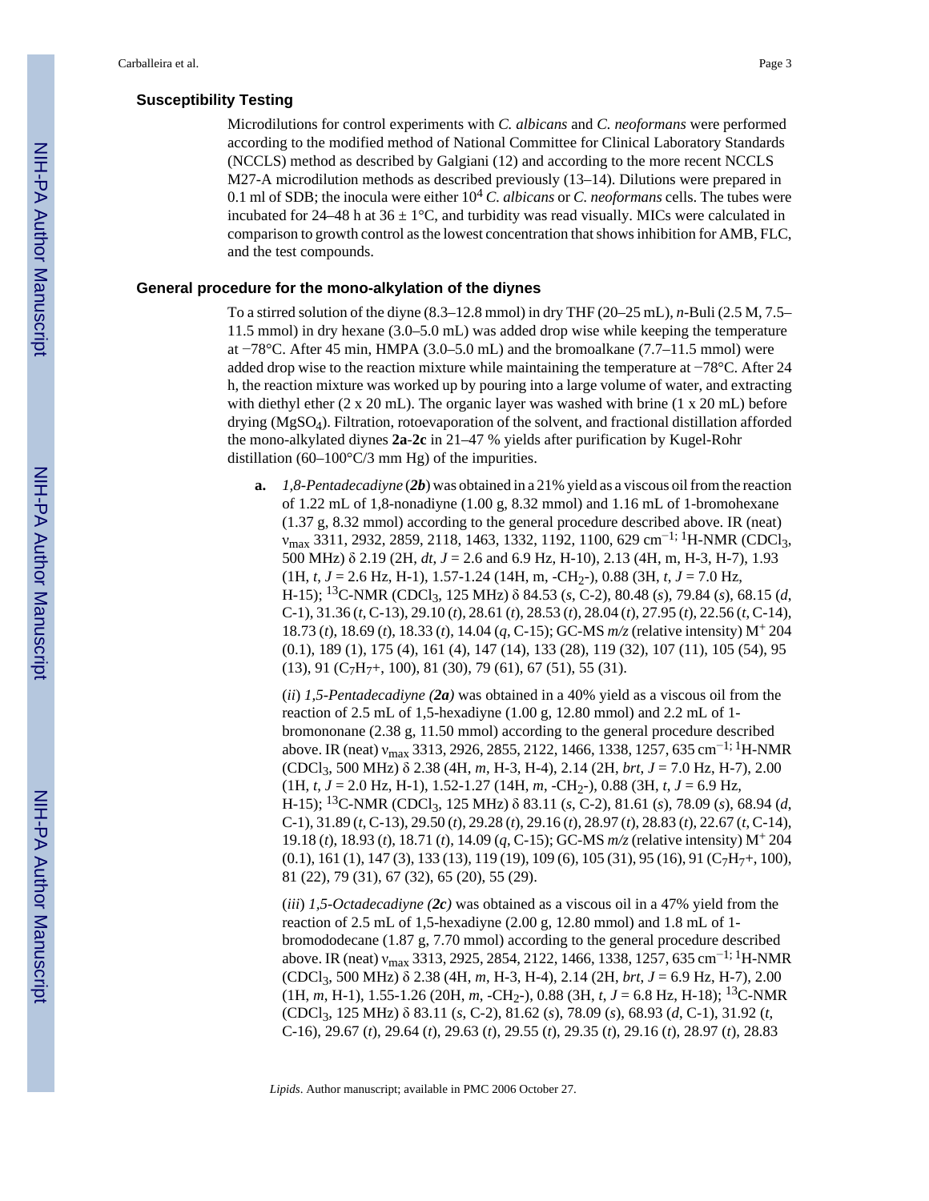### Susceptibility Testing

Microdilutions for control experiments with *C. albicans* and *C. neoformans* were performed according to the modified method of National Committee for Clinical Laboratory Standards (NCCLS) method as described by Galgiani (12) and according to the more recent NCCLS M27-A microdilution methods as described previously (13–14). Dilutions were prepared in 0.1 ml of SDB; the inocula were either $10^4$ *C. albicans* or *C. neoformans* cells. The tubes were incubated for 24–48 h at 36 ± 1°C, and turbidity was read visually. MICs were calculated in comparison to growth control as the lowest concentration that shows inhibition for AMB, FLC, and the test compounds.

### General procedure for the mono-alkylation of the diynes

To a stirred solution of the diyne (8.3–12.8 mmol) in dry THF (20–25 mL), *n*-Buli (2.5 M, 7.5–11.5 mmol) in dry hexane (3.0–5.0 mL) was added drop wise while keeping the temperature at −78°C. After 45 min, HMPA (3.0–5.0 mL) and the bromoalkane (7.7–11.5 mmol) were added drop wise to the reaction mixture while maintaining the temperature at −78°C. After 24 h, the reaction mixture was worked up by pouring into a larger volume of water, and extracting with diethyl ether (2 x 20 mL). The organic layer was washed with brine (1 x 20 mL) before drying ($MgSO_4$). Filtration, rotoevaporation of the solvent, and fractional distillation afforded the mono-alkylated diynes **2a**-**2c** in 21–47 % yields after purification by Kugel-Rohr distillation (60–100°C/3 mm Hg) of the impurities.

**a.** *1,8-Pentadecadiyne* (***2b***) was obtained in a 21% yield as a viscous oil from the reaction of 1.22 mL of 1,8-nonadiyne (1.00 g, 8.32 mmol) and 1.16 mL of 1-bromohexane (1.37 g, 8.32 mmol) according to the general procedure described above. IR (neat) $\nu_{max}$ 3311, 2932, 2859, 2118, 1463, 1332, 1192, 1100, 629 $cm^{-1}$; $^1$H-NMR ($CDCl_3$, 500 MHz) δ 2.19 (2H, *dt*, *J* = 2.6 and 6.9 Hz, H-10), 2.13 (4H, m, H-3, H-7), 1.93 (1H, *t*, *J* = 2.6 Hz, H-1), 1.57-1.24 (14H, m, -$CH_2$-), 0.88 (3H, *t*, *J* = 7.0 Hz, H-15); $^{13}$C-NMR ($CDCl_3$, 125 MHz) δ 84.53 (*s*, C-2), 80.48 (*s*), 79.84 (*s*), 68.15 (*d*, C-1), 31.36 (*t*, C-13), 29.10 (*t*), 28.61 (*t*), 28.53 (*t*), 28.04 (*t*), 27.95 (*t*), 22.56 (*t*, C-14), 18.73 (*t*), 18.69 (*t*), 18.33 (*t*), 14.04 (*q*, C-15); GC-MS *m/z* (relative intensity) $M^+$ 204 (0.1), 189 (1), 175 (4), 161 (4), 147 (14), 133 (28), 119 (32), 107 (11), 105 (54), 95 (13), 91 ($C_7H_7^+$, 100), 81 (30), 79 (61), 67 (51), 55 (31).

(*ii*) *1,5-Pentadecadiyne (**2a**)* was obtained in a 40% yield as a viscous oil from the reaction of 2.5 mL of 1,5-hexadiyne (1.00 g, 12.80 mmol) and 2.2 mL of 1-bromononane (2.38 g, 11.50 mmol) according to the general procedure described above. IR (neat) $\nu_{max}$ 3313, 2926, 2855, 2122, 1466, 1338, 1257, 635 $cm^{-1}$; $^1$H-NMR ($CDCl_3$, 500 MHz) δ 2.38 (4H, *m*, H-3, H-4), 2.14 (2H, *brt*, *J* = 7.0 Hz, H-7), 2.00 (1H, *t*, *J* = 2.0 Hz, H-1), 1.52-1.27 (14H, *m*, -$CH_2$-), 0.88 (3H, *t*, *J* = 6.9 Hz, H-15); $^{13}$C-NMR ($CDCl_3$, 125 MHz) δ 83.11 (*s*, C-2), 81.61 (*s*), 78.09 (*s*), 68.94 (*d*, C-1), 31.89 (*t*, C-13), 29.50 (*t*), 29.28 (*t*), 29.16 (*t*), 28.97 (*t*), 28.83 (*t*), 22.67 (*t*, C-14), 19.18 (*t*), 18.93 (*t*), 18.71 (*t*), 14.09 (*q*, C-15); GC-MS *m/z* (relative intensity) $M^+$ 204 (0.1), 161 (1), 147 (3), 133 (13), 119 (19), 109 (6), 105 (31), 95 (16), 91 ($C_7H_7^+$, 100), 81 (22), 79 (31), 67 (32), 65 (20), 55 (29).

(*iii*) *1,5-Octadecadiyne (**2c**)* was obtained as a viscous oil in a 47% yield from the reaction of 2.5 mL of 1,5-hexadiyne (2.00 g, 12.80 mmol) and 1.8 mL of 1-bromododecane (1.87 g, 7.70 mmol) according to the general procedure described above. IR (neat) $\nu_{max}$ 3313, 2925, 2854, 2122, 1466, 1338, 1257, 635 $cm^{-1}$; $^1$H-NMR ($CDCl_3$, 500 MHz) δ 2.38 (4H, *m*, H-3, H-4), 2.14 (2H, *brt*, *J* = 6.9 Hz, H-7), 2.00 (1H, *m*, H-1), 1.55-1.26 (20H, *m*, -$CH_2$-), 0.88 (3H, *t*, *J* = 6.8 Hz, H-18); $^{13}$C-NMR ($CDCl_3$, 125 MHz) δ 83.11 (*s*, C-2), 81.62 (*s*), 78.09 (*s*), 68.93 (*d*, C-1), 31.92 (*t*, C-16), 29.67 (*t*), 29.64 (*t*), 29.63 (*t*), 29.55 (*t*), 29.35 (*t*), 29.16 (*t*), 28.97 (*t*), 28.83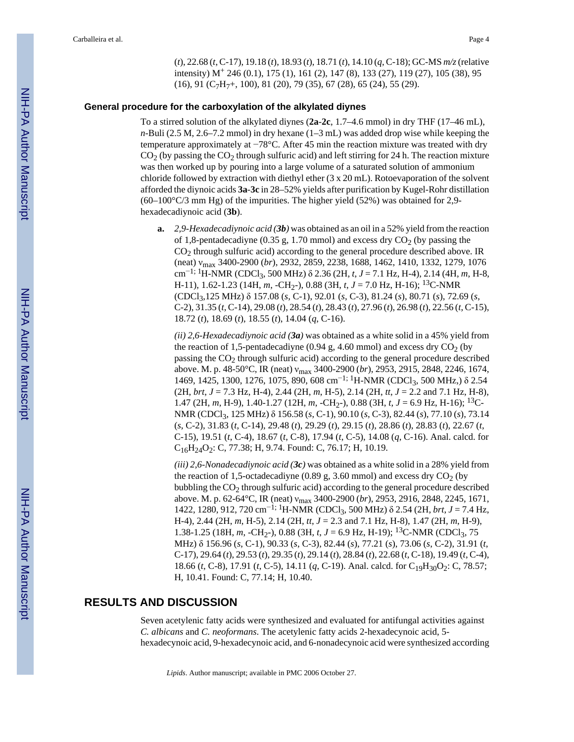(*t*), 22.68 (*t*, C-17), 19.18 (*t*), 18.93 (*t*), 18.71 (*t*), 14.10 (*q*, C-18); GC-MS *m/z* (relative intensity) $M^+$ 246 (0.1), 175 (1), 161 (2), 147 (8), 133 (27), 119 (27), 105 (38), 95 (16), 91 ($C_7H_7$+, 100), 81 (20), 79 (35), 67 (28), 65 (24), 55 (29).

### General procedure for the carboxylation of the alkylated diynes

To a stirred solution of the alkylated diynes (**2a**-**2c**, 1.7–4.6 mmol) in dry THF (17–46 mL), *n*-Buli (2.5 M, 2.6–7.2 mmol) in dry hexane (1–3 mL) was added drop wise while keeping the temperature approximately at −78°C. After 45 min the reaction mixture was treated with dry $CO_2$ (by passing the $CO_2$ through sulfuric acid) and left stirring for 24 h. The reaction mixture was then worked up by pouring into a large volume of a saturated solution of ammonium chloride followed by extraction with diethyl ether (3 x 20 mL). Rotoevaporation of the solvent afforded the diynoic acids **3a**-**3c** in 28–52% yields after purification by Kugel-Rohr distillation (60–100°C/3 mm Hg) of the impurities. The higher yield (52%) was obtained for 2,9-hexadecadiynoic acid (**3b**).

**a.** *2,9-Hexadecadiynoic acid (**3b**)* was obtained as an oil in a 52% yield from the reaction of 1,8-pentadecadiyne (0.35 g, 1.70 mmol) and excess dry $CO_2$ (by passing the $CO_2$ through sulfuric acid) according to the general procedure described above. IR (neat) $\nu_{max}$ 3400-2900 (*br*), 2932, 2859, 2238, 1688, 1462, 1410, 1332, 1279, 1076 $cm^{-1}$; $^1$H-NMR ($CDCl_3$, 500 MHz) δ 2.36 (2H, *t*, *J* = 7.1 Hz, H-4), 2.14 (4H, *m*, H-8, H-11), 1.62-1.23 (14H, *m*, -$CH_2$-), 0.88 (3H, *t*, *J* = 7.0 Hz, H-16); $^{13}$C-NMR ($CDCl_3$,125 MHz) δ 157.08 (*s*, C-1), 92.01 (*s*, C-3), 81.24 (*s*), 80.71 (*s*), 72.69 (*s*, C-2), 31.35 (*t*, C-14), 29.08 (*t*), 28.54 (*t*), 28.43 (*t*), 27.96 (*t*), 26.98 (*t*), 22.56 (*t*, C-15), 18.72 (*t*), 18.69 (*t*), 18.55 (*t*), 14.04 (*q*, C-16).

*(ii) 2,6-Hexadecadiynoic acid (**3a**)* was obtained as a white solid in a 45% yield from the reaction of 1,5-pentadecadiyne (0.94 g, 4.60 mmol) and excess dry $CO_2$ (by passing the $CO_2$ through sulfuric acid) according to the general procedure described above. M. p. 48-50°C, IR (neat) $\nu_{max}$ 3400-2900 (*br*), 2953, 2915, 2848, 2246, 1674, 1469, 1425, 1300, 1276, 1075, 890, 608 $cm^{-1}$; $^1$H-NMR ($CDCl_3$, 500 MHz,) δ 2.54 (2H, *brt*, *J* = 7.3 Hz, H-4), 2.44 (2H, *m*, H-5), 2.14 (2H, *tt*, *J* = 2.2 and 7.1 Hz, H-8), 1.47 (2H, *m*, H-9), 1.40-1.27 (12H, *m*, -$CH_2$-), 0.88 (3H, *t*, *J* = 6.9 Hz, H-16); $^{13}$C-NMR ($CDCl_3$, 125 MHz) δ 156.58 (*s*, C-1), 90.10 (*s*, C-3), 82.44 (*s*), 77.10 (*s*), 73.14 (*s*, C-2), 31.83 (*t*, C-14), 29.48 (*t*), 29.29 (*t*), 29.15 (*t*), 28.86 (*t*), 28.83 (*t*), 22.67 (*t*, C-15), 19.51 (*t*, C-4), 18.67 (*t*, C-8), 17.94 (*t*, C-5), 14.08 (*q*, C-16). Anal. calcd. for $C_{16}H_{24}O_2$: C, 77.38; H, 9.74. Found: C, 76.17; H, 10.19.

*(iii) 2,6-Nonadecadiynoic acid (**3c**)* was obtained as a white solid in a 28% yield from the reaction of 1,5-octadecadiyne (0.89 g, 3.60 mmol) and excess dry $CO_2$ (by bubbling the $CO_2$ through sulfuric acid) according to the general procedure described above. M. p. 62-64°C, IR (neat) $\nu_{max}$ 3400-2900 (*br*), 2953, 2916, 2848, 2245, 1671, 1422, 1280, 912, 720 $cm^{-1}$; $^1$H-NMR ($CDCl_3$, 500 MHz) δ 2.54 (2H, *brt*, *J* = 7.4 Hz, H-4), 2.44 (2H, *m*, H-5), 2.14 (2H, *tt*, *J* = 2.3 and 7.1 Hz, H-8), 1.47 (2H, *m*, H-9), 1.38-1.25 (18H, *m*, -$CH_2$-), 0.88 (3H, *t*, *J* = 6.9 Hz, H-19); $^{13}$C-NMR ($CDCl_3$, 75 MHz) δ 156.96 (*s*, C-1), 90.33 (*s*, C-3), 82.44 (*s*), 77.21 (*s*), 73.06 (*s*, C-2), 31.91 (*t*, C-17), 29.64 (*t*), 29.53 (*t*), 29.35 (*t*), 29.14 (*t*), 28.84 (*t*), 22.68 (*t*, C-18), 19.49 (*t*, C-4), 18.66 (*t*, C-8), 17.91 (*t*, C-5), 14.11 (*q*, C-19). Anal. calcd. for $C_{19}H_{30}O_2$: C, 78.57; H, 10.41. Found: C, 77.14; H, 10.40.

## RESULTS AND DISCUSSION

Seven acetylenic fatty acids were synthesized and evaluated for antifungal activities against *C. albicans* and *C. neoformans*. The acetylenic fatty acids 2-hexadecynoic acid, 5-hexadecynoic acid, 9-hexadecynoic acid, and 6-nonadecynoic acid were synthesized according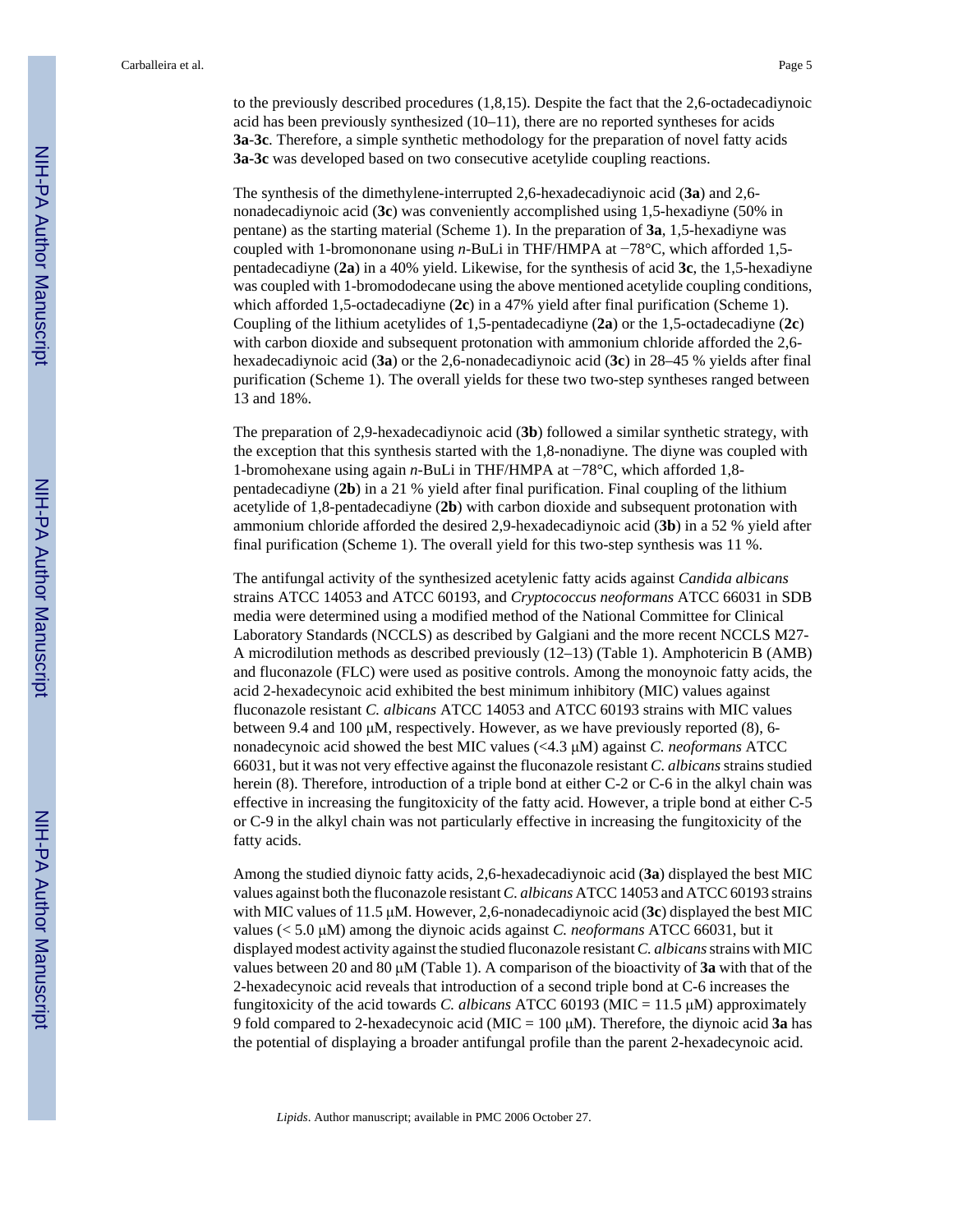to the previously described procedures (1,8,15). Despite the fact that the 2,6-octadecadiynoic acid has been previously synthesized (10–11), there are no reported syntheses for acids **3a**-**3c**. Therefore, a simple synthetic methodology for the preparation of novel fatty acids **3a**-**3c** was developed based on two consecutive acetylide coupling reactions.

The synthesis of the dimethylene-interrupted 2,6-hexadecadiynoic acid (**3a**) and 2,6-nonadecadiynoic acid (**3c**) was conveniently accomplished using 1,5-hexadiyne (50% in pentane) as the starting material (Scheme 1). In the preparation of **3a**, 1,5-hexadiyne was coupled with 1-bromononane using *n*-BuLi in THF/HMPA at −78°C, which afforded 1,5-pentadecadiyne (**2a**) in a 40% yield. Likewise, for the synthesis of acid **3c**, the 1,5-hexadiyne was coupled with 1-bromododecane using the above mentioned acetylide coupling conditions, which afforded 1,5-octadecadiyne (**2c**) in a 47% yield after final purification (Scheme 1). Coupling of the lithium acetylides of 1,5-pentadecadiyne (**2a**) or the 1,5-octadecadiyne (**2c**) with carbon dioxide and subsequent protonation with ammonium chloride afforded the 2,6-hexadecadiynoic acid (**3a**) or the 2,6-nonadecadiynoic acid (**3c**) in 28–45 % yields after final purification (Scheme 1). The overall yields for these two two-step syntheses ranged between 13 and 18%.

The preparation of 2,9-hexadecadiynoic acid (**3b**) followed a similar synthetic strategy, with the exception that this synthesis started with the 1,8-nonadiyne. The diyne was coupled with 1-bromohexane using again *n*-BuLi in THF/HMPA at −78°C, which afforded 1,8-pentadecadiyne (**2b**) in a 21 % yield after final purification. Final coupling of the lithium acetylide of 1,8-pentadecadiyne (**2b**) with carbon dioxide and subsequent protonation with ammonium chloride afforded the desired 2,9-hexadecadiynoic acid (**3b**) in a 52 % yield after final purification (Scheme 1). The overall yield for this two-step synthesis was 11 %.

The antifungal activity of the synthesized acetylenic fatty acids against *Candida albicans* strains ATCC 14053 and ATCC 60193, and *Cryptococcus neoformans* ATCC 66031 in SDB media were determined using a modified method of the National Committee for Clinical Laboratory Standards (NCCLS) as described by Galgiani and the more recent NCCLS M27-A microdilution methods as described previously (12–13) (Table 1). Amphotericin B (AMB) and fluconazole (FLC) were used as positive controls. Among the monoynoic fatty acids, the acid 2-hexadecynoic acid exhibited the best minimum inhibitory (MIC) values against fluconazole resistant *C. albicans* ATCC 14053 and ATCC 60193 strains with MIC values between 9.4 and 100 μM, respectively. However, as we have previously reported (8), 6-nonadecynoic acid showed the best MIC values (<4.3 μM) against *C. neoformans* ATCC 66031, but it was not very effective against the fluconazole resistant *C. albicans* strains studied herein (8). Therefore, introduction of a triple bond at either C-2 or C-6 in the alkyl chain was effective in increasing the fungitoxicity of the fatty acid. However, a triple bond at either C-5 or C-9 in the alkyl chain was not particularly effective in increasing the fungitoxicity of the fatty acids.

Among the studied diynoic fatty acids, 2,6-hexadecadiynoic acid (**3a**) displayed the best MIC values against both the fluconazole resistant *C. albicans* ATCC 14053 and ATCC 60193 strains with MIC values of 11.5 μM. However, 2,6-nonadecadiynoic acid (**3c**) displayed the best MIC values (< 5.0 μM) among the diynoic acids against *C. neoformans* ATCC 66031, but it displayed modest activity against the studied fluconazole resistant *C. albicans* strains with MIC values between 20 and 80 μM (Table 1). A comparison of the bioactivity of **3a** with that of the 2-hexadecynoic acid reveals that introduction of a second triple bond at C-6 increases the fungitoxicity of the acid towards *C. albicans* ATCC 60193 (MIC = 11.5 μM) approximately 9 fold compared to 2-hexadecynoic acid (MIC = 100 μM). Therefore, the diynoic acid **3a** has the potential of displaying a broader antifungal profile than the parent 2-hexadecynoic acid.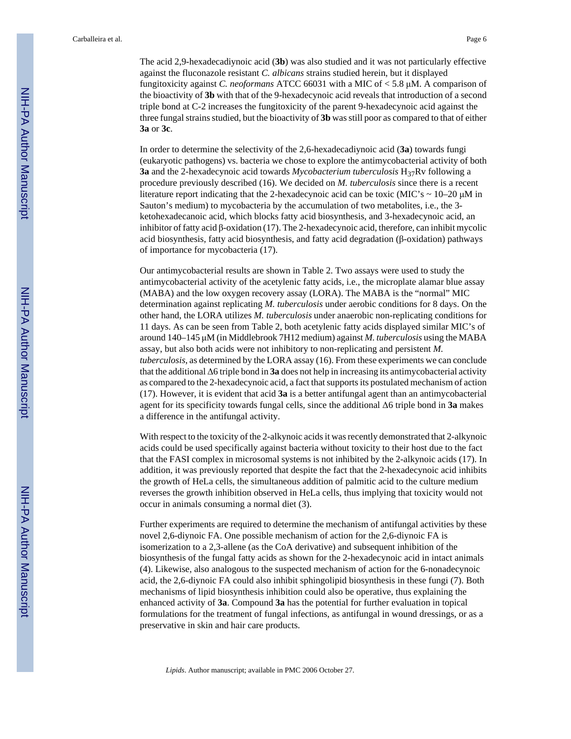The acid 2,9-hexadecadiynoic acid (**3b**) was also studied and it was not particularly effective against the fluconazole resistant *C. albicans* strains studied herein, but it displayed fungitoxicity against *C. neoformans* ATCC 66031 with a MIC of < 5.8 μM. A comparison of the bioactivity of **3b** with that of the 9-hexadecynoic acid reveals that introduction of a second triple bond at C-2 increases the fungitoxicity of the parent 9-hexadecynoic acid against the three fungal strains studied, but the bioactivity of **3b** was still poor as compared to that of either **3a** or **3c**.

In order to determine the selectivity of the 2,6-hexadecadiynoic acid (**3a**) towards fungi (eukaryotic pathogens) vs. bacteria we chose to explore the antimycobacterial activity of both **3a** and the 2-hexadecynoic acid towards *Mycobacterium tuberculosis* $H_{37}Rv$ following a procedure previously described (16). We decided on *M. tuberculosis* since there is a recent literature report indicating that the 2-hexadecynoic acid can be toxic (MIC's ~ 10–20 μM in Sauton's medium) to mycobacteria by the accumulation of two metabolites, i.e., the 3-ketohexadecanoic acid, which blocks fatty acid biosynthesis, and 3-hexadecynoic acid, an inhibitor of fatty acid β-oxidation (17). The 2-hexadecynoic acid, therefore, can inhibit mycolic acid biosynthesis, fatty acid biosynthesis, and fatty acid degradation (β-oxidation) pathways of importance for mycobacteria (17).

Our antimycobacterial results are shown in Table 2. Two assays were used to study the antimycobacterial activity of the acetylenic fatty acids, i.e., the microplate alamar blue assay (MABA) and the low oxygen recovery assay (LORA). The MABA is the "normal" MIC determination against replicating *M. tuberculosis* under aerobic conditions for 8 days. On the other hand, the LORA utilizes *M. tuberculosis* under anaerobic non-replicating conditions for 11 days. As can be seen from Table 2, both acetylenic fatty acids displayed similar MIC's of around 140–145 μM (in Middlebrook 7H12 medium) against *M. tuberculosis* using the MABA assay, but also both acids were not inhibitory to non-replicating and persistent *M. tuberculosis*, as determined by the LORA assay (16). From these experiments we can conclude that the additional Δ6 triple bond in **3a** does not help in increasing its antimycobacterial activity as compared to the 2-hexadecynoic acid, a fact that supports its postulated mechanism of action (17). However, it is evident that acid **3a** is a better antifungal agent than an antimycobacterial agent for its specificity towards fungal cells, since the additional Δ6 triple bond in **3a** makes a difference in the antifungal activity.

With respect to the toxicity of the 2-alkynoic acids it was recently demonstrated that 2-alkynoic acids could be used specifically against bacteria without toxicity to their host due to the fact that the FASI complex in microsomal systems is not inhibited by the 2-alkynoic acids (17). In addition, it was previously reported that despite the fact that the 2-hexadecynoic acid inhibits the growth of HeLa cells, the simultaneous addition of palmitic acid to the culture medium reverses the growth inhibition observed in HeLa cells, thus implying that toxicity would not occur in animals consuming a normal diet (3).

Further experiments are required to determine the mechanism of antifungal activities by these novel 2,6-diynoic FA. One possible mechanism of action for the 2,6-diynoic FA is isomerization to a 2,3-allene (as the CoA derivative) and subsequent inhibition of the biosynthesis of the fungal fatty acids as shown for the 2-hexadecynoic acid in intact animals (4). Likewise, also analogous to the suspected mechanism of action for the 6-nonadecynoic acid, the 2,6-diynoic FA could also inhibit sphingolipid biosynthesis in these fungi (7). Both mechanisms of lipid biosynthesis inhibition could also be operative, thus explaining the enhanced activity of **3a**. Compound **3a** has the potential for further evaluation in topical formulations for the treatment of fungal infections, as antifungal in wound dressings, or as a preservative in skin and hair care products.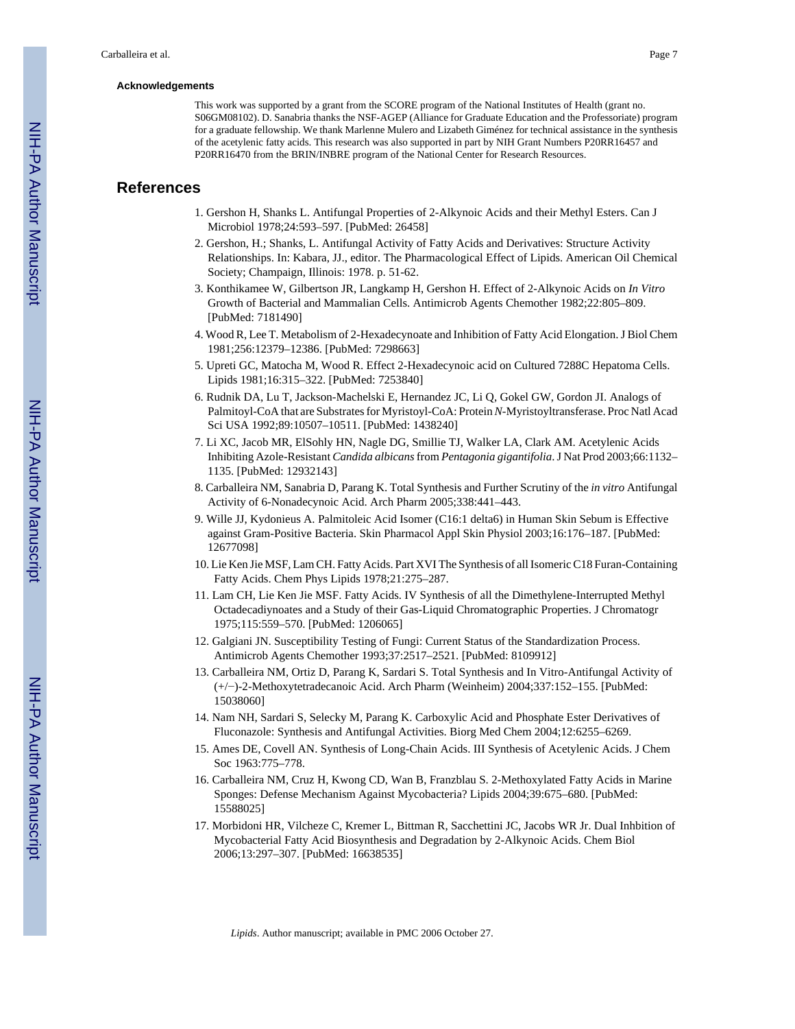### Acknowledgements

This work was supported by a grant from the SCORE program of the National Institutes of Health (grant no. S06GM08102). D. Sanabria thanks the NSF-AGEP (Alliance for Graduate Education and the Professoriate) program for a graduate fellowship. We thank Marlenne Mulero and Lizabeth Giménez for technical assistance in the synthesis of the acetylenic fatty acids. This research was also supported in part by NIH Grant Numbers P20RR16457 and P20RR16470 from the BRIN/INBRE program of the National Center for Research Resources.

## References

1. Gershon H, Shanks L. Antifungal Properties of 2-Alkynoic Acids and their Methyl Esters. Can J Microbiol 1978;24:593–597. [PubMed: 26458]
2. Gershon, H.; Shanks, L. Antifungal Activity of Fatty Acids and Derivatives: Structure Activity Relationships. In: Kabara, JJ., editor. The Pharmacological Effect of Lipids. American Oil Chemical Society; Champaign, Illinois: 1978. p. 51-62.
3. Konthikamee W, Gilbertson JR, Langkamp H, Gershon H. Effect of 2-Alkynoic Acids on *In Vitro* Growth of Bacterial and Mammalian Cells. Antimicrob Agents Chemother 1982;22:805–809. [PubMed: 7181490]
4. Wood R, Lee T. Metabolism of 2-Hexadecynoate and Inhibition of Fatty Acid Elongation. J Biol Chem 1981;256:12379–12386. [PubMed: 7298663]
5. Upreti GC, Matocha M, Wood R. Effect 2-Hexadecynoic acid on Cultured 7288C Hepatoma Cells. Lipids 1981;16:315–322. [PubMed: 7253840]
6. Rudnik DA, Lu T, Jackson-Machelski E, Hernandez JC, Li Q, Gokel GW, Gordon JI. Analogs of Palmitoyl-CoA that are Substrates for Myristoyl-CoA: Protein *N*-Myristoyltransferase. Proc Natl Acad Sci USA 1992;89:10507–10511. [PubMed: 1438240]
7. Li XC, Jacob MR, ElSohly HN, Nagle DG, Smillie TJ, Walker LA, Clark AM. Acetylenic Acids Inhibiting Azole-Resistant *Candida albicans* from *Pentagonia gigantifolia*. J Nat Prod 2003;66:1132–1135. [PubMed: 12932143]
8. Carballeira NM, Sanabria D, Parang K. Total Synthesis and Further Scrutiny of the *in vitro* Antifungal Activity of 6-Nonadecynoic Acid. Arch Pharm 2005;338:441–443.
9. Wille JJ, Kydonieus A. Palmitoleic Acid Isomer (C16:1 delta6) in Human Skin Sebum is Effective against Gram-Positive Bacteria. Skin Pharmacol Appl Skin Physiol 2003;16:176–187. [PubMed: 12677098]
10. Lie Ken Jie MSF, Lam CH. Fatty Acids. Part XVI The Synthesis of all Isomeric C18 Furan-Containing Fatty Acids. Chem Phys Lipids 1978;21:275–287.
11. Lam CH, Lie Ken Jie MSF. Fatty Acids. IV Synthesis of all the Dimethylene-Interrupted Methyl Octadecadiynoates and a Study of their Gas-Liquid Chromatographic Properties. J Chromatogr 1975;115:559–570. [PubMed: 1206065]
12. Galgiani JN. Susceptibility Testing of Fungi: Current Status of the Standardization Process. Antimicrob Agents Chemother 1993;37:2517–2521. [PubMed: 8109912]
13. Carballeira NM, Ortiz D, Parang K, Sardari S. Total Synthesis and In Vitro-Antifungal Activity of (+/−)-2-Methoxytetradecanoic Acid. Arch Pharm (Weinheim) 2004;337:152–155. [PubMed: 15038060]
14. Nam NH, Sardari S, Selecky M, Parang K. Carboxylic Acid and Phosphate Ester Derivatives of Fluconazole: Synthesis and Antifungal Activities. Biorg Med Chem 2004;12:6255–6269.
15. Ames DE, Covell AN. Synthesis of Long-Chain Acids. III Synthesis of Acetylenic Acids. J Chem Soc 1963:775–778.
16. Carballeira NM, Cruz H, Kwong CD, Wan B, Franzblau S. 2-Methoxylated Fatty Acids in Marine Sponges: Defense Mechanism Against Mycobacteria? Lipids 2004;39:675–680. [PubMed: 15588025]
17. Morbidoni HR, Vilcheze C, Kremer L, Bittman R, Sacchettini JC, Jacobs WR Jr. Dual Inhbition of Mycobacterial Fatty Acid Biosynthesis and Degradation by 2-Alkynoic Acids. Chem Biol 2006;13:297–307. [PubMed: 16638535]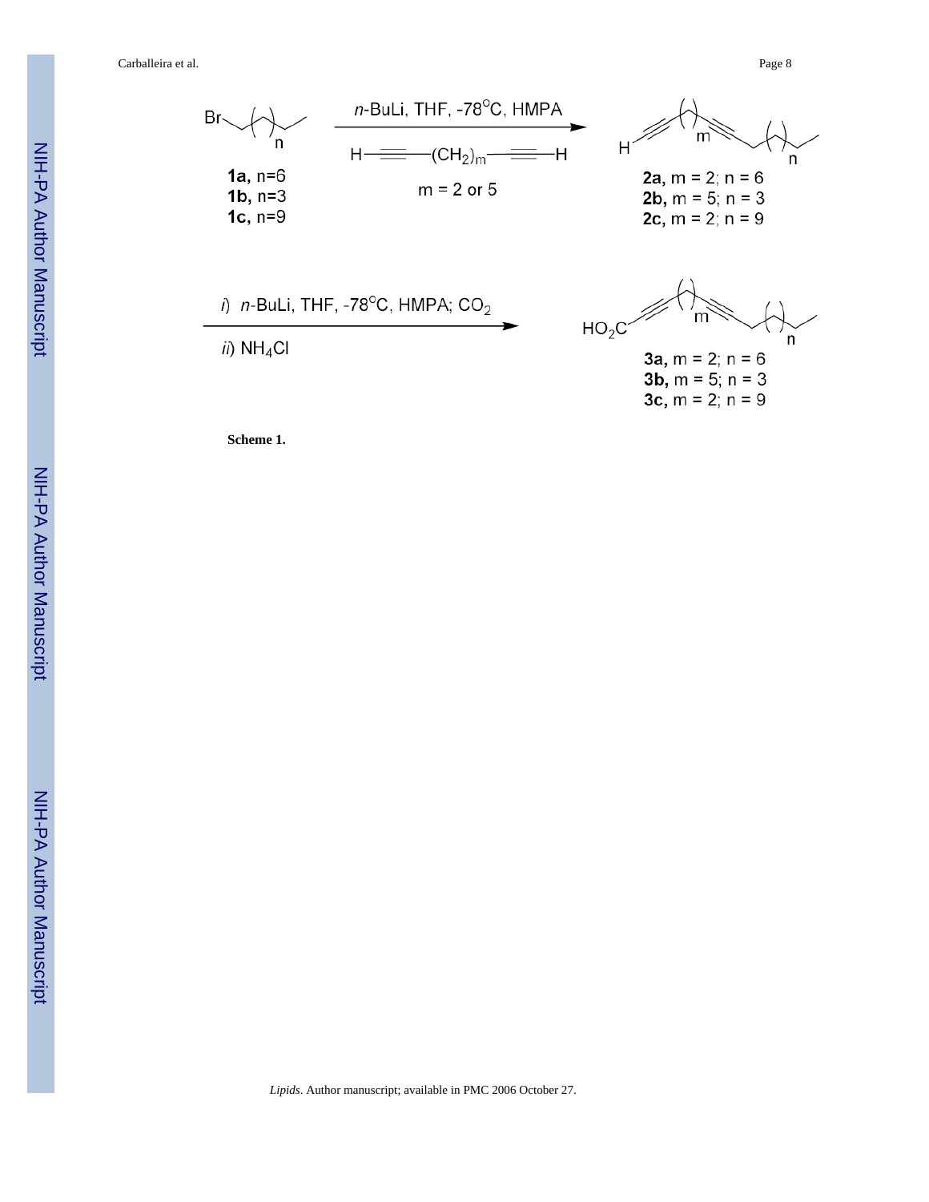Br-(CH2)n-CH3 ... 

**1a,** n=6
**1b,** n=3
**1c,** n=9

$n$-BuLi, THF, -78°C, HMPA

H—≡—$(CH_2)_m$—≡—H

m = 2 or 5

**2a,** m = 2; n = 6
**2b,** m = 5; n = 3
**2c,** m = 2; n = 9

*i*) $n$-BuLi, THF, -78°C, HMPA; $CO_2$

*ii*) $NH_4Cl$

$HO_2C$

**3a,** m = 2; n = 6
**3b,** m = 5; n = 3
**3c,** m = 2; n = 9

**Scheme 1.**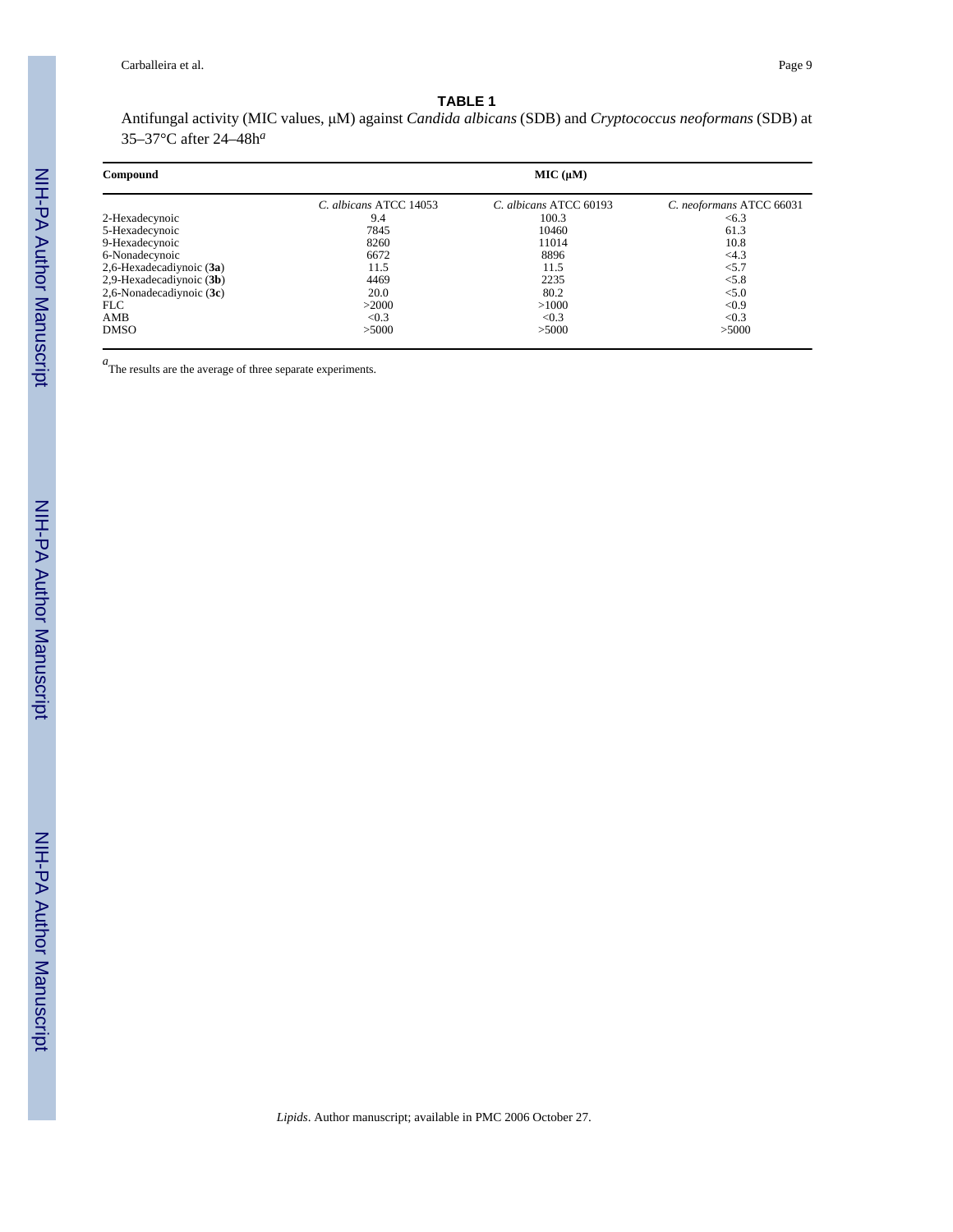**TABLE 1**

Antifungal activity (MIC values, μM) against *Candida albicans* (SDB) and *Cryptococcus neoformans* (SDB) at 35–37°C after 24–48h[a]

| Compound | MIC (μM) | | |
|---|---|---|---|
| | *C. albicans* ATCC 14053 | *C. albicans* ATCC 60193 | *C. neoformans* ATCC 66031 |
| 2-Hexadecynoic | 9.4 | 100.3 | <6.3 |
| 5-Hexadecynoic | 7845 | 10460 | 61.3 |
| 9-Hexadecynoic | 8260 | 11014 | 10.8 |
| 6-Nonadecynoic | 6672 | 8896 | <4.3 |
| 2,6-Hexadecadiynoic (**3a**) | 11.5 | 11.5 | <5.7 |
| 2,9-Hexadecadiynoic (**3b**) | 4469 | 2235 | <5.8 |
| 2,6-Nonadecadiynoic (**3c**) | 20.0 | 80.2 | <5.0 |
| FLC | >2000 | >1000 | <0.9 |
| AMB | <0.3 | <0.3 | <0.3 |
| DMSO | >5000 | >5000 | >5000 |

[a] The results are the average of three separate experiments.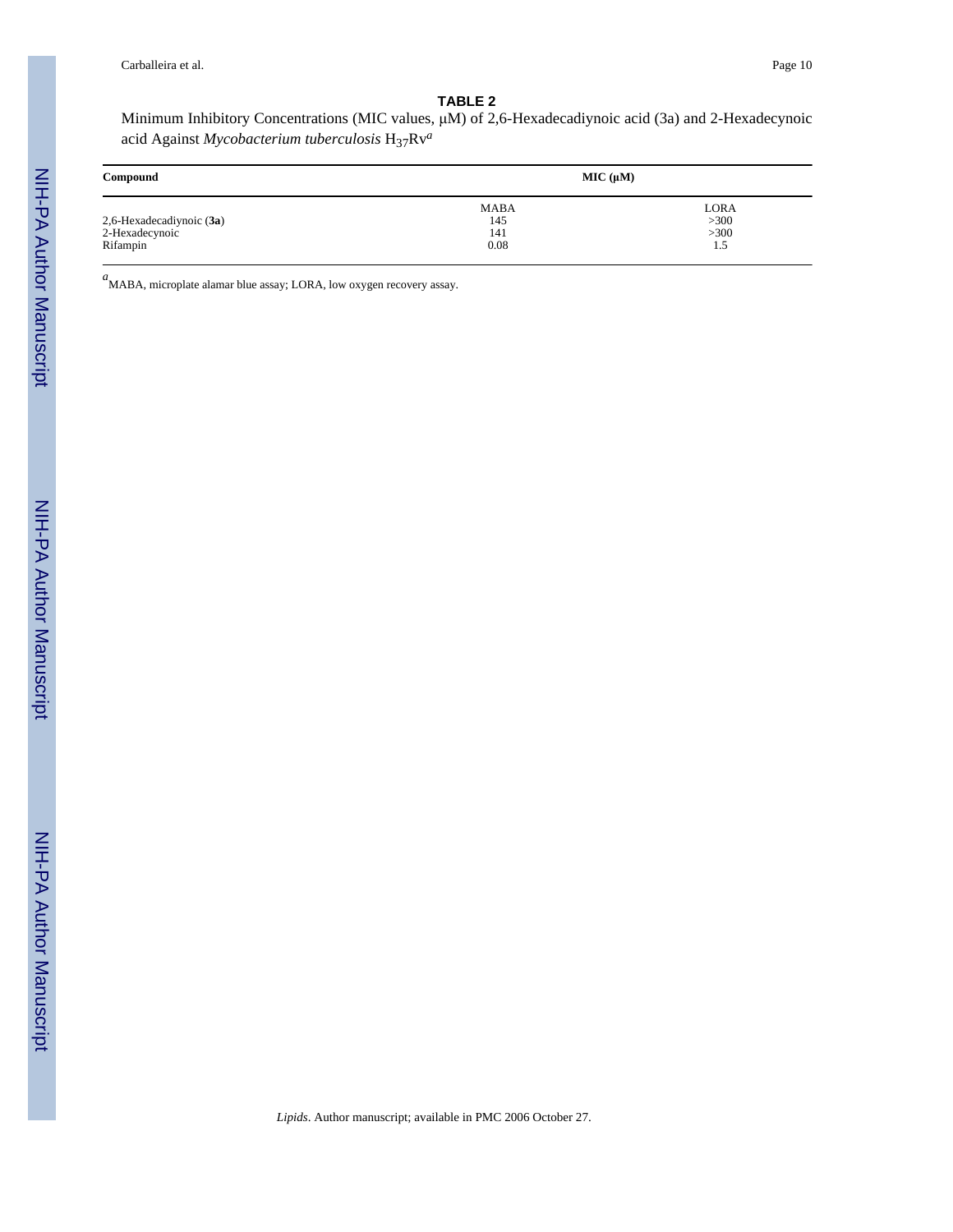**TABLE 2**

Minimum Inhibitory Concentrations (MIC values, μM) of 2,6-Hexadecadiynoic acid (3a) and 2-Hexadecynoic acid Against *Mycobacterium tuberculosis* $H_{37}Rv$[a]

| Compound | MIC (μM) | |
|---|---|---|
| | MABA | LORA |
| 2,6-Hexadecadiynoic (**3a**) | 145 | >300 |
| 2-Hexadecynoic | 141 | >300 |
| Rifampin | 0.08 | 1.5 |

[a]MABA, microplate alamar blue assay; LORA, low oxygen recovery assay.